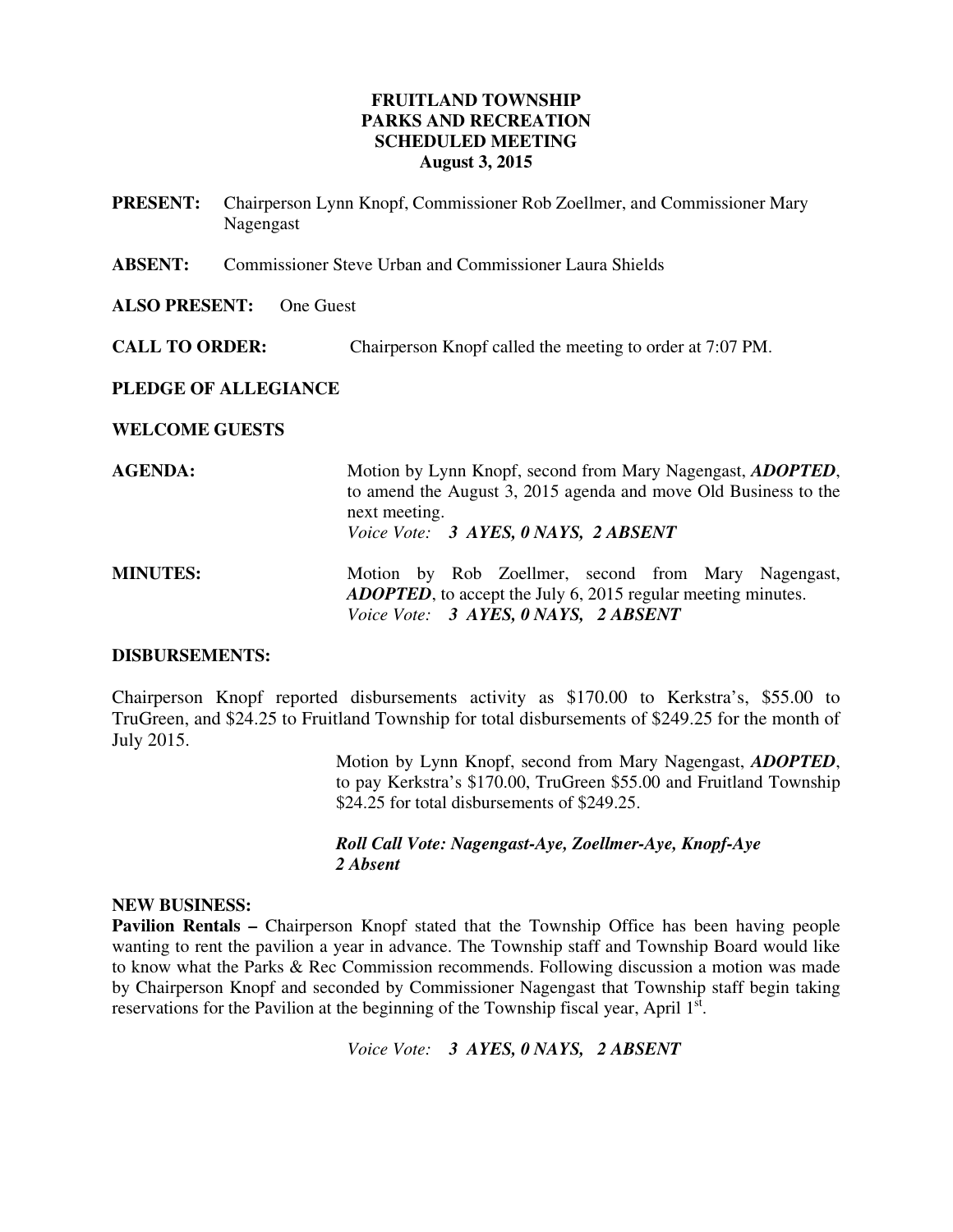# FRUITLAND TOWNSHIP
# PARKS AND RECREATION
# SCHEDULED MEETING
## August 3, 2015

**PRESENT:** Chairperson Lynn Knopf, Commissioner Rob Zoellmer, and Commissioner Mary Nagengast

**ABSENT:** Commissioner Steve Urban and Commissioner Laura Shields

**ALSO PRESENT:** One Guest

**CALL TO ORDER:** Chairperson Knopf called the meeting to order at 7:07 PM.

**PLEDGE OF ALLEGIANCE**

**WELCOME GUESTS**

**AGENDA:** Motion by Lynn Knopf, second from Mary Nagengast, ***ADOPTED***, to amend the August 3, 2015 agenda and move Old Business to the next meeting.
*Voice Vote:* ***3 AYES, 0 NAYS, 2 ABSENT***

**MINUTES:** Motion by Rob Zoellmer, second from Mary Nagengast, ***ADOPTED***, to accept the July 6, 2015 regular meeting minutes.
*Voice Vote:* ***3 AYES, 0 NAYS, 2 ABSENT***

**DISBURSEMENTS:**

Chairperson Knopf reported disbursements activity as $170.00 to Kerkstra's, $55.00 to TruGreen, and $24.25 to Fruitland Township for total disbursements of $249.25 for the month of July 2015.

Motion by Lynn Knopf, second from Mary Nagengast, ***ADOPTED***, to pay Kerkstra's $170.00, TruGreen $55.00 and Fruitland Township $24.25 for total disbursements of $249.25.

***Roll Call Vote: Nagengast-Aye, Zoellmer-Aye, Knopf-Aye***
***2 Absent***

**NEW BUSINESS:**

**Pavilion Rentals –** Chairperson Knopf stated that the Township Office has been having people wanting to rent the pavilion a year in advance. The Township staff and Township Board would like to know what the Parks & Rec Commission recommends. Following discussion a motion was made by Chairperson Knopf and seconded by Commissioner Nagengast that Township staff begin taking reservations for the Pavilion at the beginning of the Township fiscal year, April 1st.

*Voice Vote:* ***3 AYES, 0 NAYS, 2 ABSENT***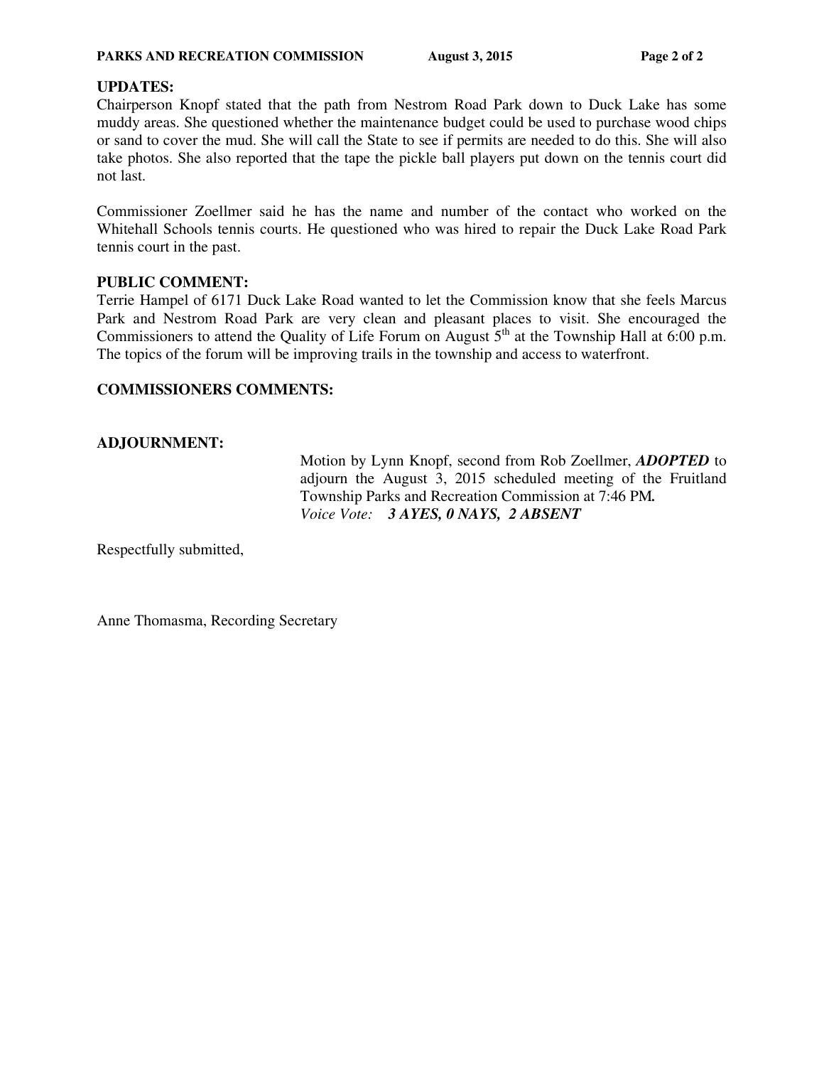**UPDATES:**
Chairperson Knopf stated that the path from Nestrom Road Park down to Duck Lake has some muddy areas. She questioned whether the maintenance budget could be used to purchase wood chips or sand to cover the mud. She will call the State to see if permits are needed to do this. She will also take photos. She also reported that the tape the pickle ball players put down on the tennis court did not last.

Commissioner Zoellmer said he has the name and number of the contact who worked on the Whitehall Schools tennis courts. He questioned who was hired to repair the Duck Lake Road Park tennis court in the past.

**PUBLIC COMMENT:**
Terrie Hampel of 6171 Duck Lake Road wanted to let the Commission know that she feels Marcus Park and Nestrom Road Park are very clean and pleasant places to visit. She encouraged the Commissioners to attend the Quality of Life Forum on August 5th at the Township Hall at 6:00 p.m. The topics of the forum will be improving trails in the township and access to waterfront.

**COMMISSIONERS COMMENTS:**

**ADJOURNMENT:**

Motion by Lynn Knopf, second from Rob Zoellmer, ***ADOPTED*** to adjourn the August 3, 2015 scheduled meeting of the Fruitland Township Parks and Recreation Commission at 7:46 PM**.**
*Voice Vote:* ***3 AYES, 0 NAYS, 2 ABSENT***

Respectfully submitted,

Anne Thomasma, Recording Secretary